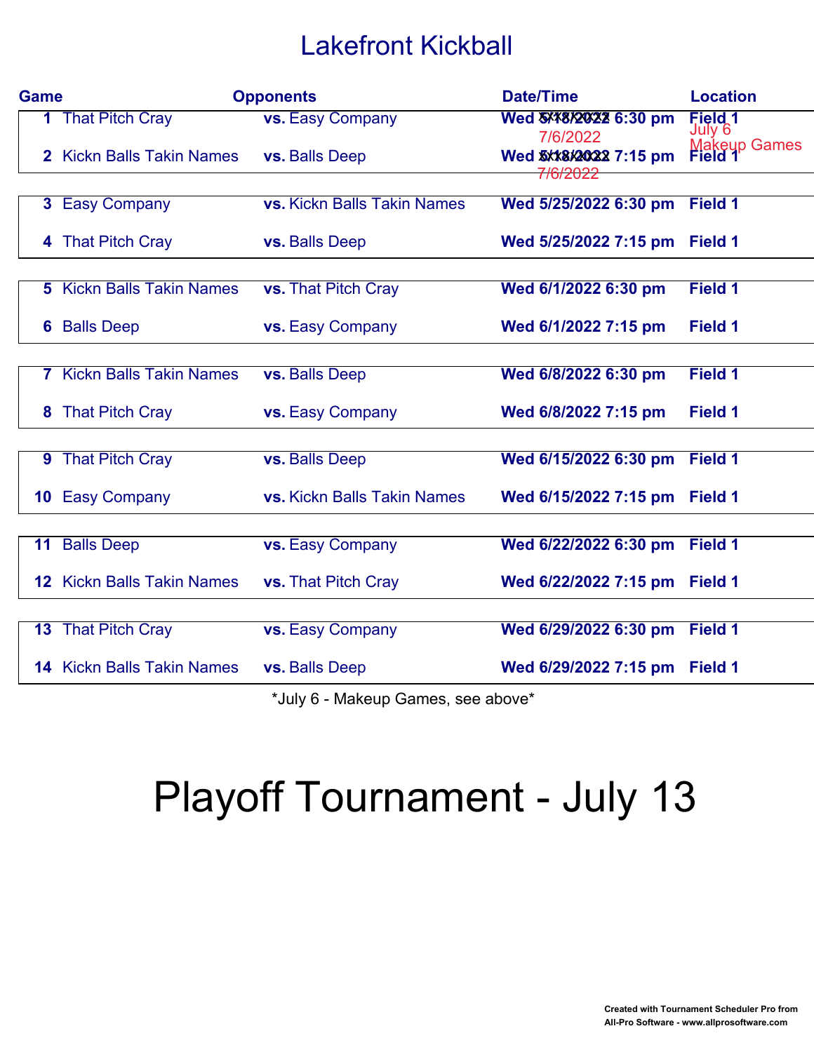# Lakefront Kickball

| Game | | Opponents | Date/Time | Location |
|---|---|---|---|---|
| 1 | That Pitch Cray | vs. Easy Company | Wed ~~5/18/2022~~ 7/6/2022 6:30 pm | Field 1 |
| 2 | Kickn Balls Takin Names | vs. Balls Deep | Wed ~~5/18/2022~~ 7/6/2022 7:15 pm | Field 1 |
| 3 | Easy Company | vs. Kickn Balls Takin Names | Wed 5/25/2022 6:30 pm | Field 1 |
| 4 | That Pitch Cray | vs. Balls Deep | Wed 5/25/2022 7:15 pm | Field 1 |
| 5 | Kickn Balls Takin Names | vs. That Pitch Cray | Wed 6/1/2022 6:30 pm | Field 1 |
| 6 | Balls Deep | vs. Easy Company | Wed 6/1/2022 7:15 pm | Field 1 |
| 7 | Kickn Balls Takin Names | vs. Balls Deep | Wed 6/8/2022 6:30 pm | Field 1 |
| 8 | That Pitch Cray | vs. Easy Company | Wed 6/8/2022 7:15 pm | Field 1 |
| 9 | That Pitch Cray | vs. Balls Deep | Wed 6/15/2022 6:30 pm | Field 1 |
| 10 | Easy Company | vs. Kickn Balls Takin Names | Wed 6/15/2022 7:15 pm | Field 1 |
| 11 | Balls Deep | vs. Easy Company | Wed 6/22/2022 6:30 pm | Field 1 |
| 12 | Kickn Balls Takin Names | vs. That Pitch Cray | Wed 6/22/2022 7:15 pm | Field 1 |
| 13 | That Pitch Cray | vs. Easy Company | Wed 6/29/2022 6:30 pm | Field 1 |
| 14 | Kickn Balls Takin Names | vs. Balls Deep | Wed 6/29/2022 7:15 pm | Field 1 |

July 6 Makeup Games

*July 6 - Makeup Games, see above*

# Playoff Tournament - July 13

Created with Tournament Scheduler Pro from All-Pro Software - www.allprosoftware.com